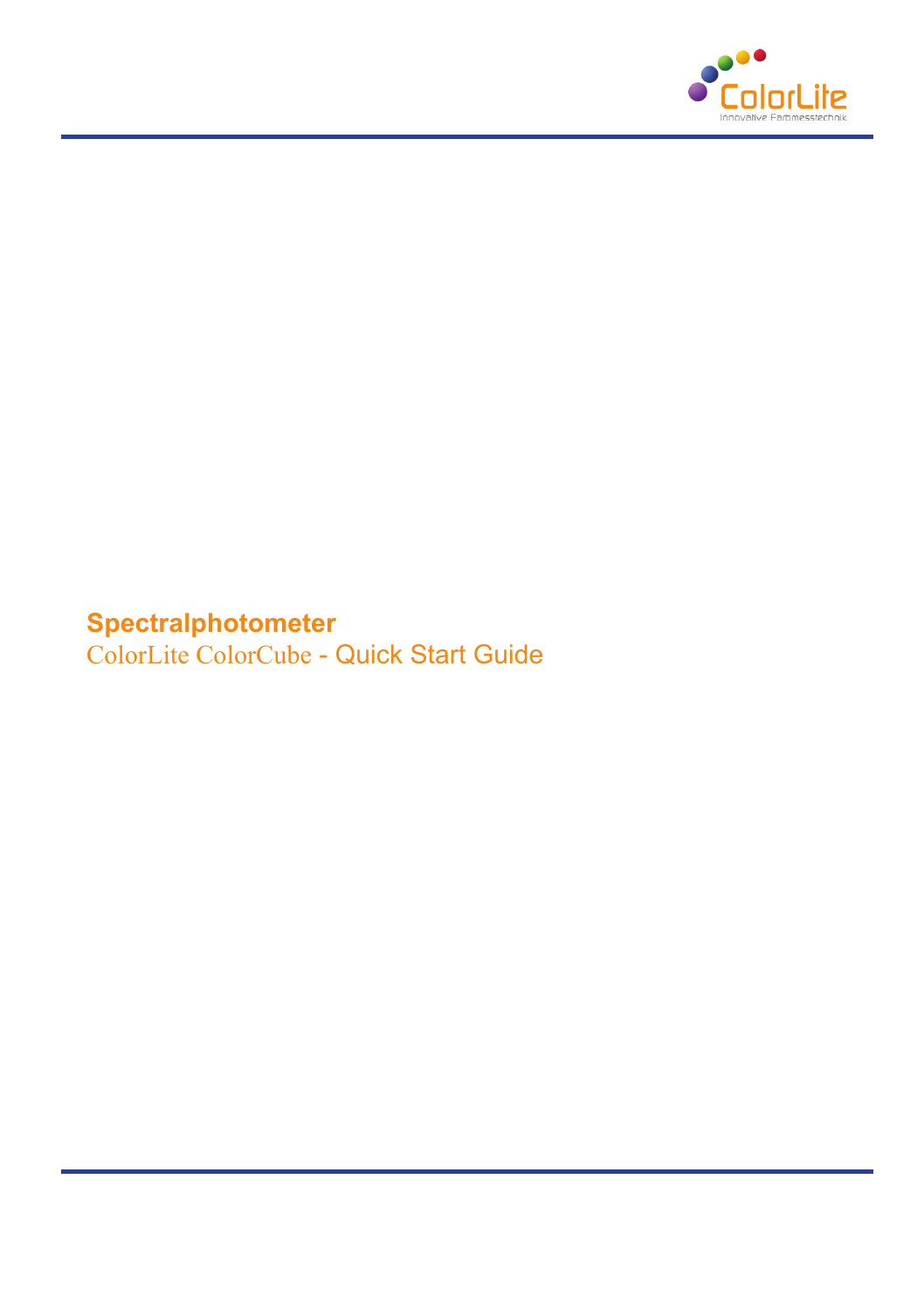# Spectralphotometer

ColorLite ColorCube - Quick Start Guide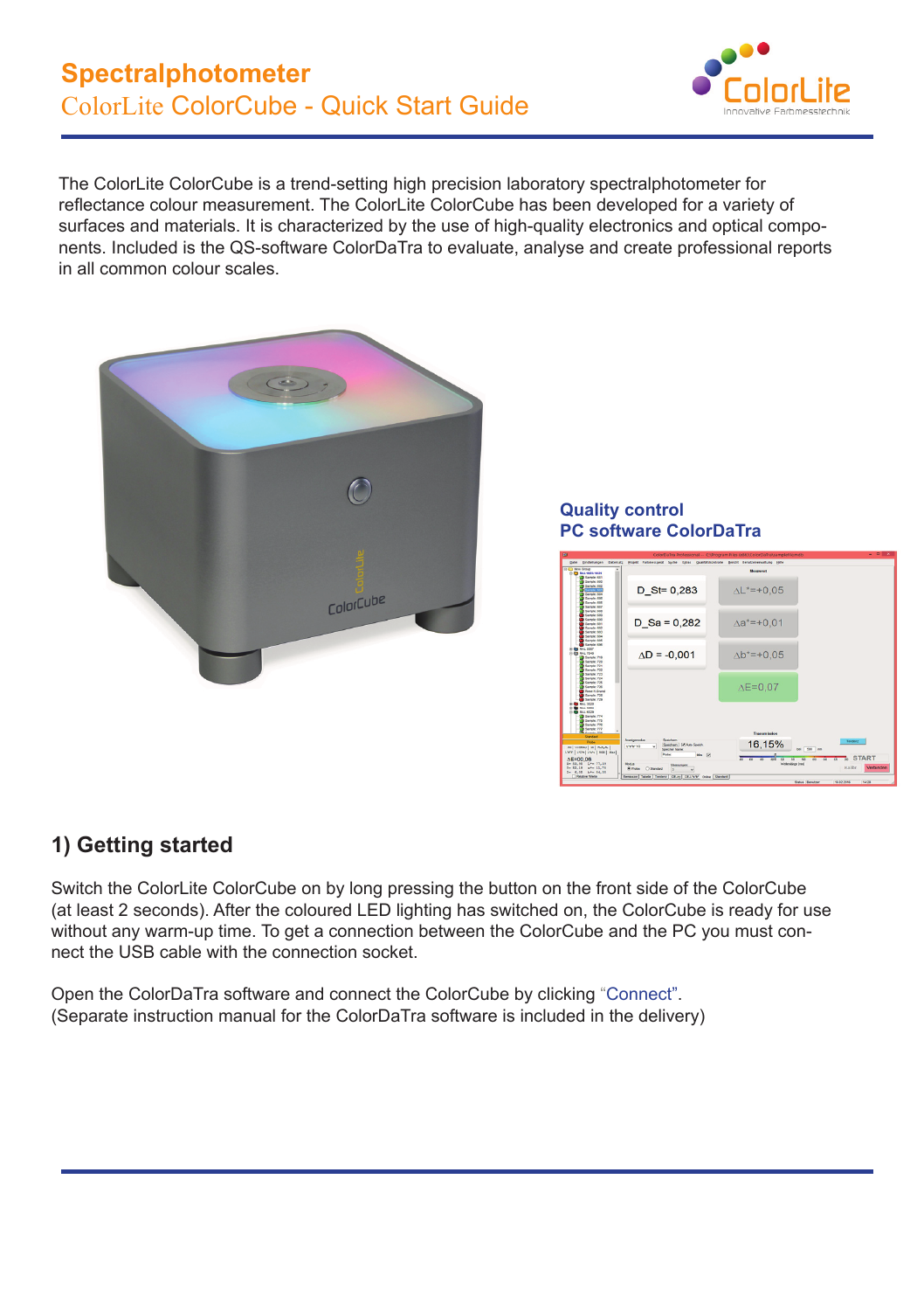# Spectralphotometer

## ColorLite ColorCube - Quick Start Guide

The ColorLite ColorCube is a trend-setting high precision laboratory spectralphotometer for reflectance colour measurement. The ColorLite ColorCube has been developed for a variety of surfaces and materials. It is characterized by the use of high-quality electronics and optical components. Included is the QS-software ColorDaTra to evaluate, analyse and create professional reports in all common colour scales.

**Quality control**
**PC software ColorDaTra**

## 1) Getting started

Switch the ColorLite ColorCube on by long pressing the button on the front side of the ColorCube (at least 2 seconds). After the coloured LED lighting has switched on, the ColorCube is ready for use without any warm-up time. To get a connection between the ColorCube and the PC you must connect the USB cable with the connection socket.

Open the ColorDaTra software and connect the ColorCube by clicking "Connect".
(Separate instruction manual for the ColorDaTra software is included in the delivery)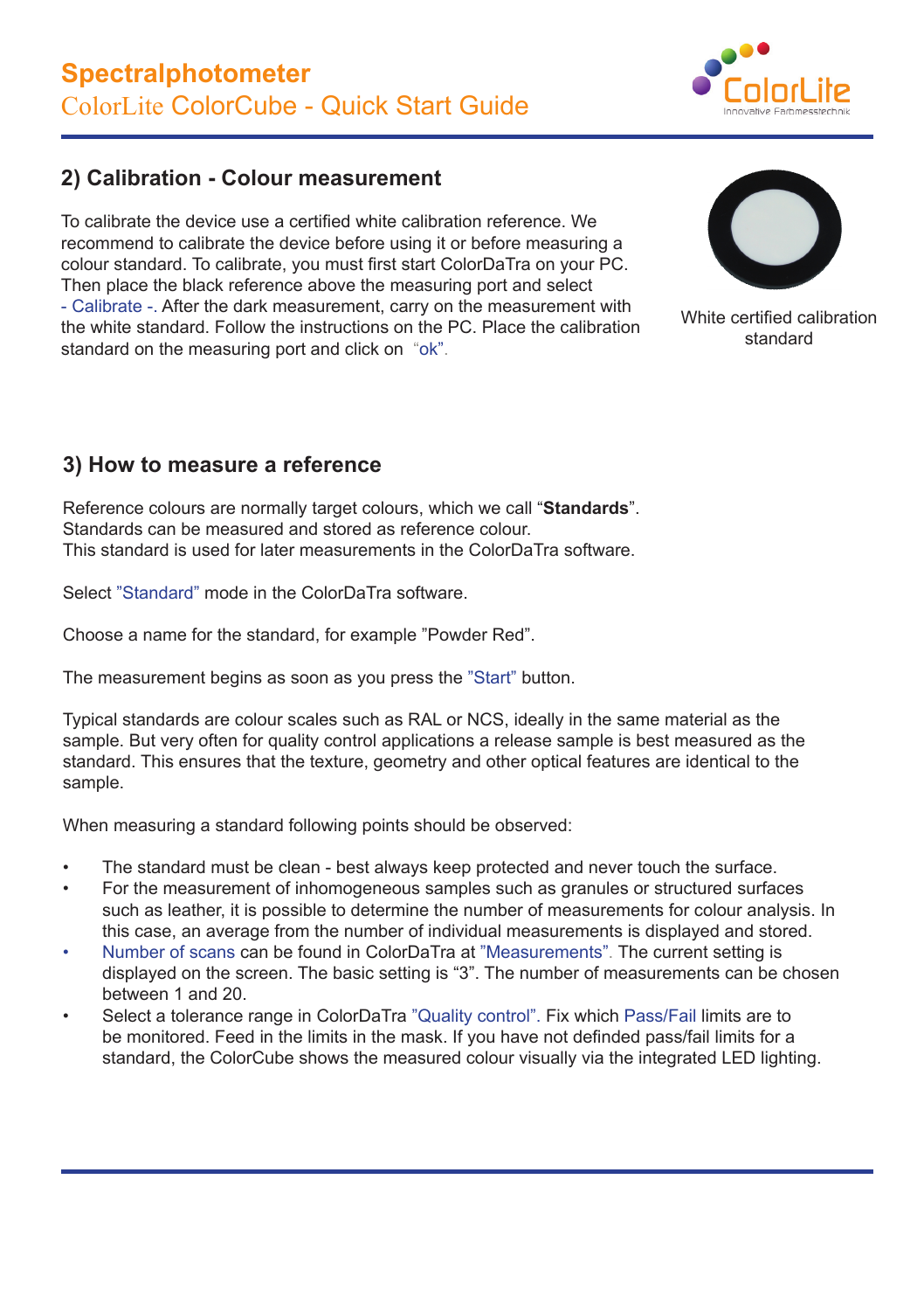## 2) Calibration - Colour measurement

To calibrate the device use a certified white calibration reference. We recommend to calibrate the device before using it or before measuring a colour standard. To calibrate, you must first start ColorDaTra on your PC. Then place the black reference above the measuring port and select - Calibrate -. After the dark measurement, carry on the measurement with the white standard. Follow the instructions on the PC. Place the calibration standard on the measuring port and click on "ok".

White certified calibration standard

## 3) How to measure a reference

Reference colours are normally target colours, which we call "**Standards**". Standards can be measured and stored as reference colour. This standard is used for later measurements in the ColorDaTra software.

Select "Standard" mode in the ColorDaTra software.

Choose a name for the standard, for example "Powder Red".

The measurement begins as soon as you press the "Start" button.

Typical standards are colour scales such as RAL or NCS, ideally in the same material as the sample. But very often for quality control applications a release sample is best measured as the standard. This ensures that the texture, geometry and other optical features are identical to the sample.

When measuring a standard following points should be observed:

- The standard must be clean - best always keep protected and never touch the surface.
- For the measurement of inhomogeneous samples such as granules or structured surfaces such as leather, it is possible to determine the number of measurements for colour analysis. In this case, an average from the number of individual measurements is displayed and stored.
- Number of scans can be found in ColorDaTra at "Measurements". The current setting is displayed on the screen. The basic setting is "3". The number of measurements can be chosen between 1 and 20.
- Select a tolerance range in ColorDaTra "Quality control". Fix which Pass/Fail limits are to be monitored. Feed in the limits in the mask. If you have not definded pass/fail limits for a standard, the ColorCube shows the measured colour visually via the integrated LED lighting.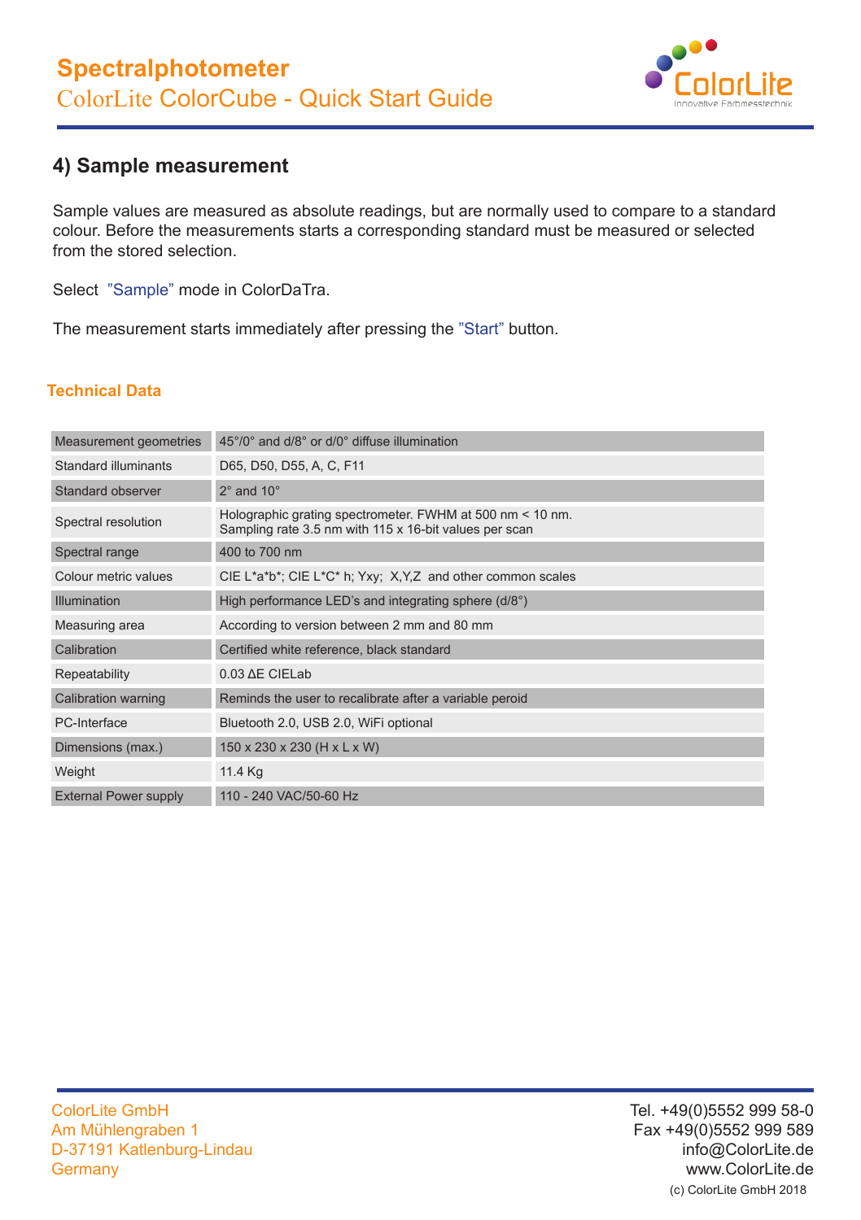## 4) Sample measurement

Sample values are measured as absolute readings, but are normally used to compare to a standard colour. Before the measurements starts a corresponding standard must be measured or selected from the stored selection.

Select "Sample" mode in ColorDaTra.

The measurement starts immediately after pressing the "Start" button.

### Technical Data

| | |
|---|---|
| Measurement geometries | 45°/0° and d/8° or d/0° diffuse illumination |
| Standard illuminants | D65, D50, D55, A, C, F11 |
| Standard observer | 2° and 10° |
| Spectral resolution | Holographic grating spectrometer. FWHM at 500 nm < 10 nm. Sampling rate 3.5 nm with 115 x 16-bit values per scan |
| Spectral range | 400 to 700 nm |
| Colour metric values | CIE L*a*b*; CIE L*C* h; Yxy; X,Y,Z and other common scales |
| Illumination | High performance LED's and integrating sphere (d/8°) |
| Measuring area | According to version between 2 mm and 80 mm |
| Calibration | Certified white reference, black standard |
| Repeatability | 0.03 ΔE CIELab |
| Calibration warning | Reminds the user to recalibrate after a variable peroid |
| PC-Interface | Bluetooth 2.0, USB 2.0, WiFi optional |
| Dimensions (max.) | 150 x 230 x 230 (H x L x W) |
| Weight | 11.4 Kg |
| External Power supply | 110 - 240 VAC/50-60 Hz |

ColorLite GmbH
Am Mühlengraben 1
D-37191 Katlenburg-Lindau
Germany

Tel. +49(0)5552 999 58-0
Fax +49(0)5552 999 589
info@ColorLite.de
www.ColorLite.de
(c) ColorLite GmbH 2018